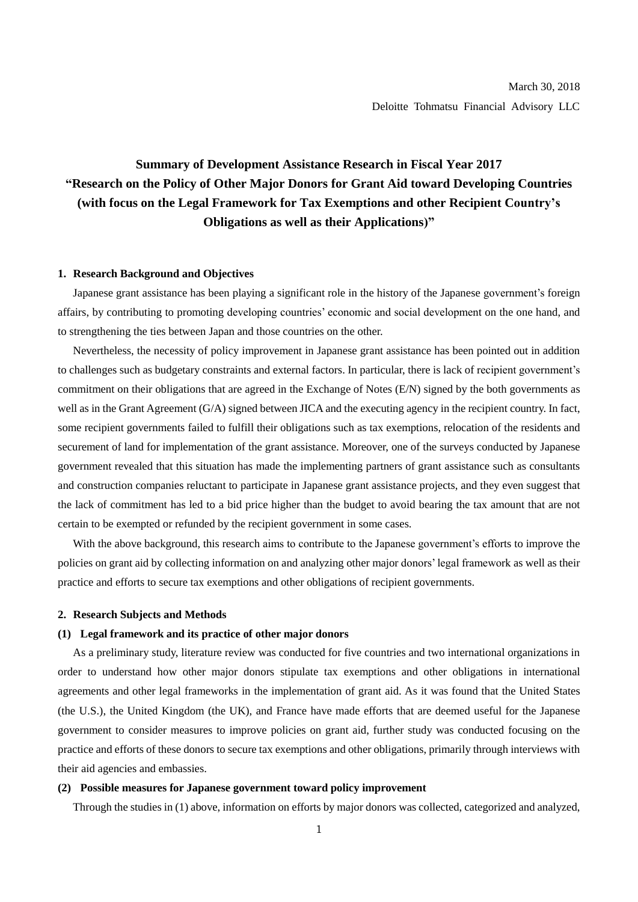March 30, 2018

Deloitte Tohmatsu Financial Advisory LLC

# Summary of Development Assistance Research in Fiscal Year 2017 "Research on the Policy of Other Major Donors for Grant Aid toward Developing Countries (with focus on the Legal Framework for Tax Exemptions and other Recipient Country's Obligations as well as their Applications)"

## 1. Research Background and Objectives

Japanese grant assistance has been playing a significant role in the history of the Japanese government's foreign affairs, by contributing to promoting developing countries' economic and social development on the one hand, and to strengthening the ties between Japan and those countries on the other.

Nevertheless, the necessity of policy improvement in Japanese grant assistance has been pointed out in addition to challenges such as budgetary constraints and external factors. In particular, there is lack of recipient government's commitment on their obligations that are agreed in the Exchange of Notes (E/N) signed by the both governments as well as in the Grant Agreement (G/A) signed between JICA and the executing agency in the recipient country. In fact, some recipient governments failed to fulfill their obligations such as tax exemptions, relocation of the residents and securement of land for implementation of the grant assistance. Moreover, one of the surveys conducted by Japanese government revealed that this situation has made the implementing partners of grant assistance such as consultants and construction companies reluctant to participate in Japanese grant assistance projects, and they even suggest that the lack of commitment has led to a bid price higher than the budget to avoid bearing the tax amount that are not certain to be exempted or refunded by the recipient government in some cases.

With the above background, this research aims to contribute to the Japanese government's efforts to improve the policies on grant aid by collecting information on and analyzing other major donors' legal framework as well as their practice and efforts to secure tax exemptions and other obligations of recipient governments.

## 2. Research Subjects and Methods

### (1) Legal framework and its practice of other major donors

As a preliminary study, literature review was conducted for five countries and two international organizations in order to understand how other major donors stipulate tax exemptions and other obligations in international agreements and other legal frameworks in the implementation of grant aid. As it was found that the United States (the U.S.), the United Kingdom (the UK), and France have made efforts that are deemed useful for the Japanese government to consider measures to improve policies on grant aid, further study was conducted focusing on the practice and efforts of these donors to secure tax exemptions and other obligations, primarily through interviews with their aid agencies and embassies.

### (2) Possible measures for Japanese government toward policy improvement

Through the studies in (1) above, information on efforts by major donors was collected, categorized and analyzed,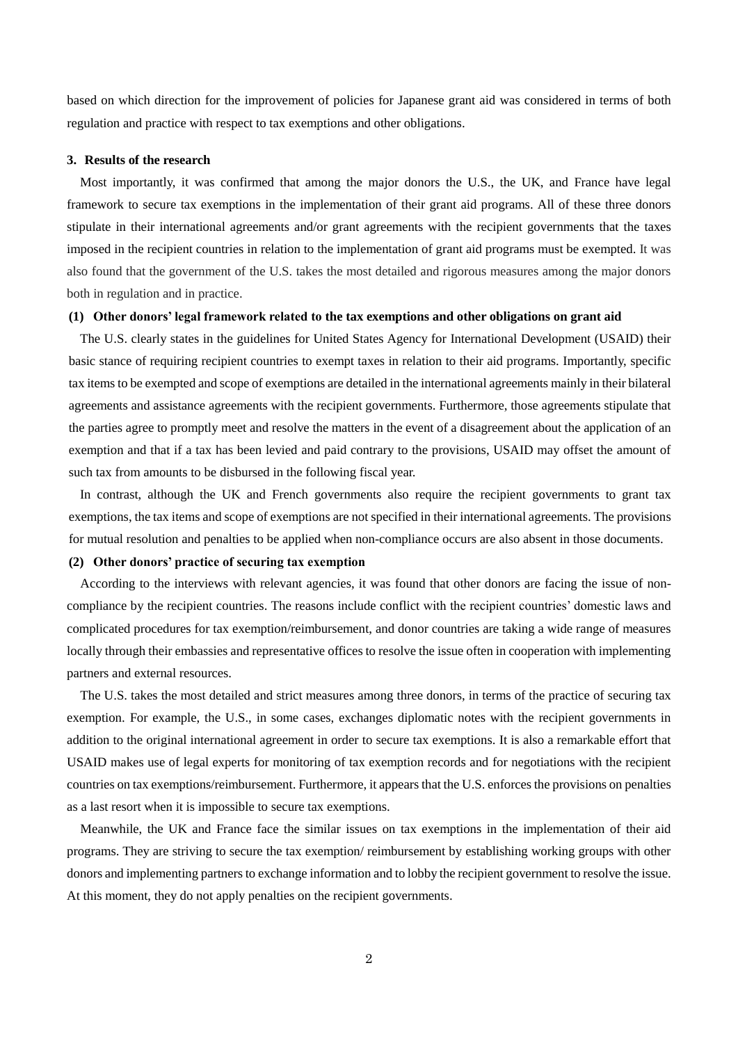based on which direction for the improvement of policies for Japanese grant aid was considered in terms of both regulation and practice with respect to tax exemptions and other obligations.

### 3. Results of the research

Most importantly, it was confirmed that among the major donors the U.S., the UK, and France have legal framework to secure tax exemptions in the implementation of their grant aid programs. All of these three donors stipulate in their international agreements and/or grant agreements with the recipient governments that the taxes imposed in the recipient countries in relation to the implementation of grant aid programs must be exempted. It was also found that the government of the U.S. takes the most detailed and rigorous measures among the major donors both in regulation and in practice.

#### (1) Other donors' legal framework related to the tax exemptions and other obligations on grant aid

The U.S. clearly states in the guidelines for United States Agency for International Development (USAID) their basic stance of requiring recipient countries to exempt taxes in relation to their aid programs. Importantly, specific tax items to be exempted and scope of exemptions are detailed in the international agreements mainly in their bilateral agreements and assistance agreements with the recipient governments. Furthermore, those agreements stipulate that the parties agree to promptly meet and resolve the matters in the event of a disagreement about the application of an exemption and that if a tax has been levied and paid contrary to the provisions, USAID may offset the amount of such tax from amounts to be disbursed in the following fiscal year.

In contrast, although the UK and French governments also require the recipient governments to grant tax exemptions, the tax items and scope of exemptions are not specified in their international agreements. The provisions for mutual resolution and penalties to be applied when non-compliance occurs are also absent in those documents.

#### (2) Other donors' practice of securing tax exemption

According to the interviews with relevant agencies, it was found that other donors are facing the issue of non-compliance by the recipient countries. The reasons include conflict with the recipient countries' domestic laws and complicated procedures for tax exemption/reimbursement, and donor countries are taking a wide range of measures locally through their embassies and representative offices to resolve the issue often in cooperation with implementing partners and external resources.

The U.S. takes the most detailed and strict measures among three donors, in terms of the practice of securing tax exemption. For example, the U.S., in some cases, exchanges diplomatic notes with the recipient governments in addition to the original international agreement in order to secure tax exemptions. It is also a remarkable effort that USAID makes use of legal experts for monitoring of tax exemption records and for negotiations with the recipient countries on tax exemptions/reimbursement. Furthermore, it appears that the U.S. enforces the provisions on penalties as a last resort when it is impossible to secure tax exemptions.

Meanwhile, the UK and France face the similar issues on tax exemptions in the implementation of their aid programs. They are striving to secure the tax exemption/ reimbursement by establishing working groups with other donors and implementing partners to exchange information and to lobby the recipient government to resolve the issue. At this moment, they do not apply penalties on the recipient governments.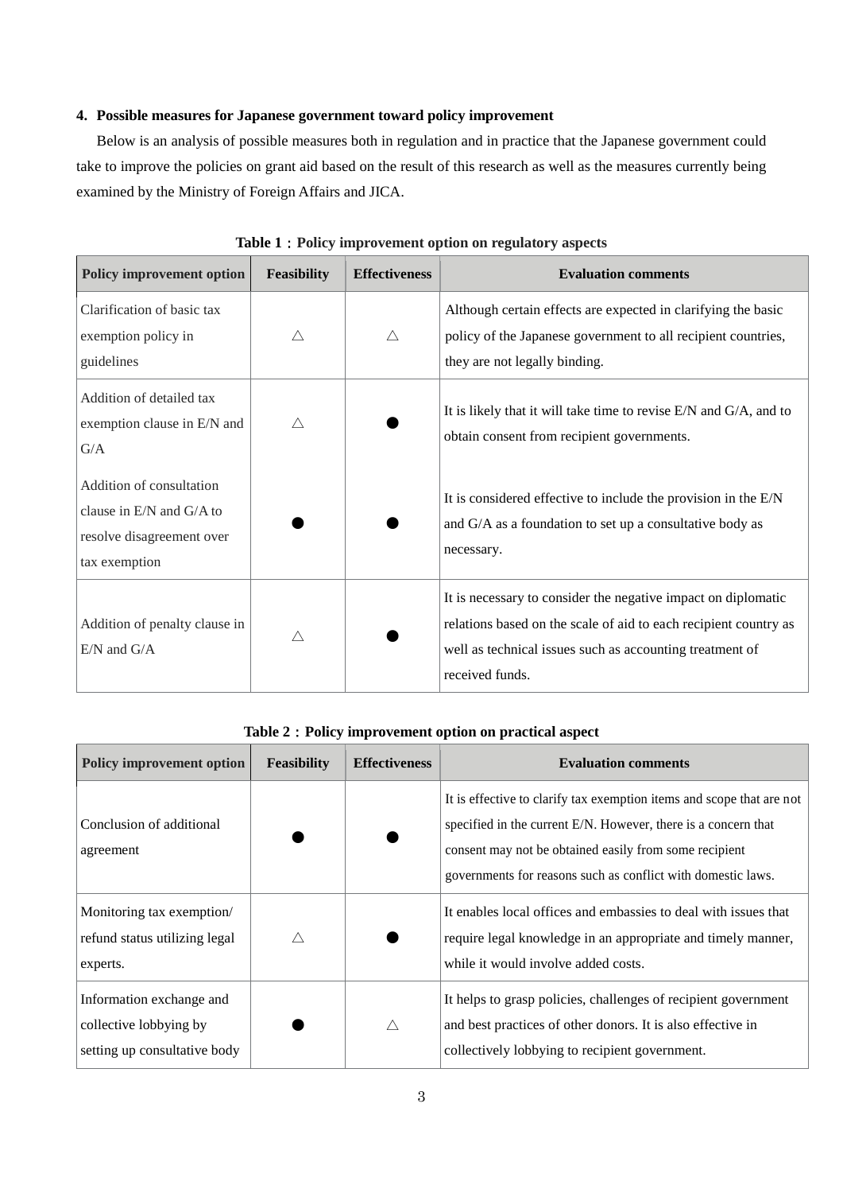## 4. Possible measures for Japanese government toward policy improvement

Below is an analysis of possible measures both in regulation and in practice that the Japanese government could take to improve the policies on grant aid based on the result of this research as well as the measures currently being examined by the Ministry of Foreign Affairs and JICA.

**Table 1：Policy improvement option on regulatory aspects**

| Policy improvement option | Feasibility | Effectiveness | Evaluation comments |
|---|---|---|---|
| Clarification of basic tax exemption policy in guidelines | △ | △ | Although certain effects are expected in clarifying the basic policy of the Japanese government to all recipient countries, they are not legally binding. |
| Addition of detailed tax exemption clause in E/N and G/A | △ | ● | It is likely that it will take time to revise E/N and G/A, and to obtain consent from recipient governments. |
| Addition of consultation clause in E/N and G/A to resolve disagreement over tax exemption | ● | ● | It is considered effective to include the provision in the E/N and G/A as a foundation to set up a consultative body as necessary. |
| Addition of penalty clause in E/N and G/A | △ | ● | It is necessary to consider the negative impact on diplomatic relations based on the scale of aid to each recipient country as well as technical issues such as accounting treatment of received funds. |

**Table 2：Policy improvement option on practical aspect**

| Policy improvement option | Feasibility | Effectiveness | Evaluation comments |
|---|---|---|---|
| Conclusion of additional agreement | ● | ● | It is effective to clarify tax exemption items and scope that are not specified in the current E/N. However, there is a concern that consent may not be obtained easily from some recipient governments for reasons such as conflict with domestic laws. |
| Monitoring tax exemption/ refund status utilizing legal experts. | △ | ● | It enables local offices and embassies to deal with issues that require legal knowledge in an appropriate and timely manner, while it would involve added costs. |
| Information exchange and collective lobbying by setting up consultative body | ● | △ | It helps to grasp policies, challenges of recipient government and best practices of other donors. It is also effective in collectively lobbying to recipient government. |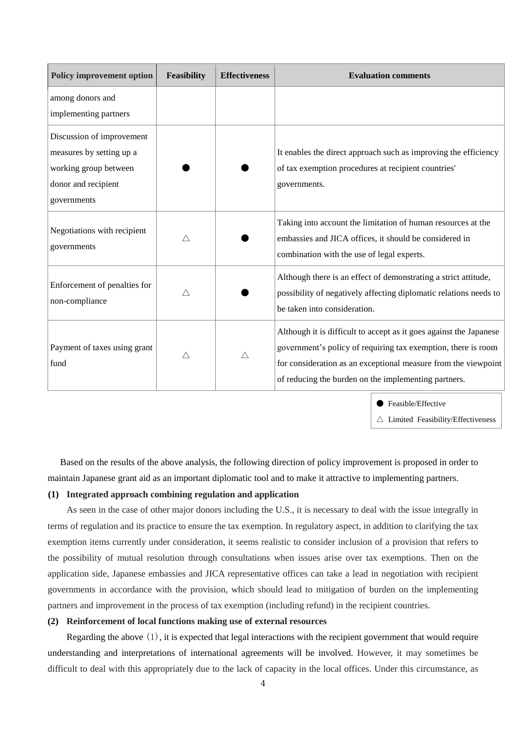| Policy improvement option | Feasibility | Effectiveness | Evaluation comments |
|---|---|---|---|
| among donors and implementing partners | | | |
| Discussion of improvement measures by setting up a working group between donor and recipient governments | ● | ● | It enables the direct approach such as improving the efficiency of tax exemption procedures at recipient countries' governments. |
| Negotiations with recipient governments | △ | ● | Taking into account the limitation of human resources at the embassies and JICA offices, it should be considered in combination with the use of legal experts. |
| Enforcement of penalties for non-compliance | △ | ● | Although there is an effect of demonstrating a strict attitude, possibility of negatively affecting diplomatic relations needs to be taken into consideration. |
| Payment of taxes using grant fund | △ | △ | Although it is difficult to accept as it goes against the Japanese government's policy of requiring tax exemption, there is room for consideration as an exceptional measure from the viewpoint of reducing the burden on the implementing partners. |

● Feasible/Effective
△ Limited Feasibility/Effectiveness

Based on the results of the above analysis, the following direction of policy improvement is proposed in order to maintain Japanese grant aid as an important diplomatic tool and to make it attractive to implementing partners.

**(1) Integrated approach combining regulation and application**

As seen in the case of other major donors including the U.S., it is necessary to deal with the issue integrally in terms of regulation and its practice to ensure the tax exemption. In regulatory aspect, in addition to clarifying the tax exemption items currently under consideration, it seems realistic to consider inclusion of a provision that refers to the possibility of mutual resolution through consultations when issues arise over tax exemptions. Then on the application side, Japanese embassies and JICA representative offices can take a lead in negotiation with recipient governments in accordance with the provision, which should lead to mitigation of burden on the implementing partners and improvement in the process of tax exemption (including refund) in the recipient countries.

**(2) Reinforcement of local functions making use of external resources**

Regarding the above（1）, it is expected that legal interactions with the recipient government that would require understanding and interpretations of international agreements will be involved. However, it may sometimes be difficult to deal with this appropriately due to the lack of capacity in the local offices. Under this circumstance, as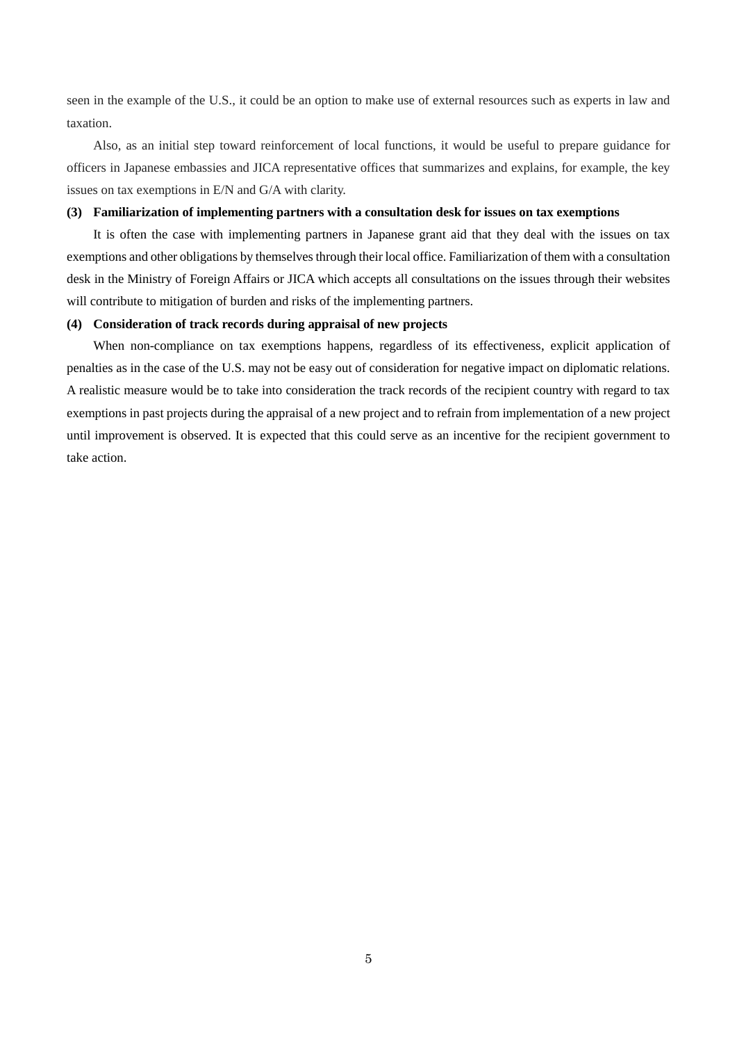seen in the example of the U.S., it could be an option to make use of external resources such as experts in law and taxation.

Also, as an initial step toward reinforcement of local functions, it would be useful to prepare guidance for officers in Japanese embassies and JICA representative offices that summarizes and explains, for example, the key issues on tax exemptions in E/N and G/A with clarity.

**(3) Familiarization of implementing partners with a consultation desk for issues on tax exemptions**

It is often the case with implementing partners in Japanese grant aid that they deal with the issues on tax exemptions and other obligations by themselves through their local office. Familiarization of them with a consultation desk in the Ministry of Foreign Affairs or JICA which accepts all consultations on the issues through their websites will contribute to mitigation of burden and risks of the implementing partners.

**(4) Consideration of track records during appraisal of new projects**

When non-compliance on tax exemptions happens, regardless of its effectiveness, explicit application of penalties as in the case of the U.S. may not be easy out of consideration for negative impact on diplomatic relations. A realistic measure would be to take into consideration the track records of the recipient country with regard to tax exemptions in past projects during the appraisal of a new project and to refrain from implementation of a new project until improvement is observed. It is expected that this could serve as an incentive for the recipient government to take action.